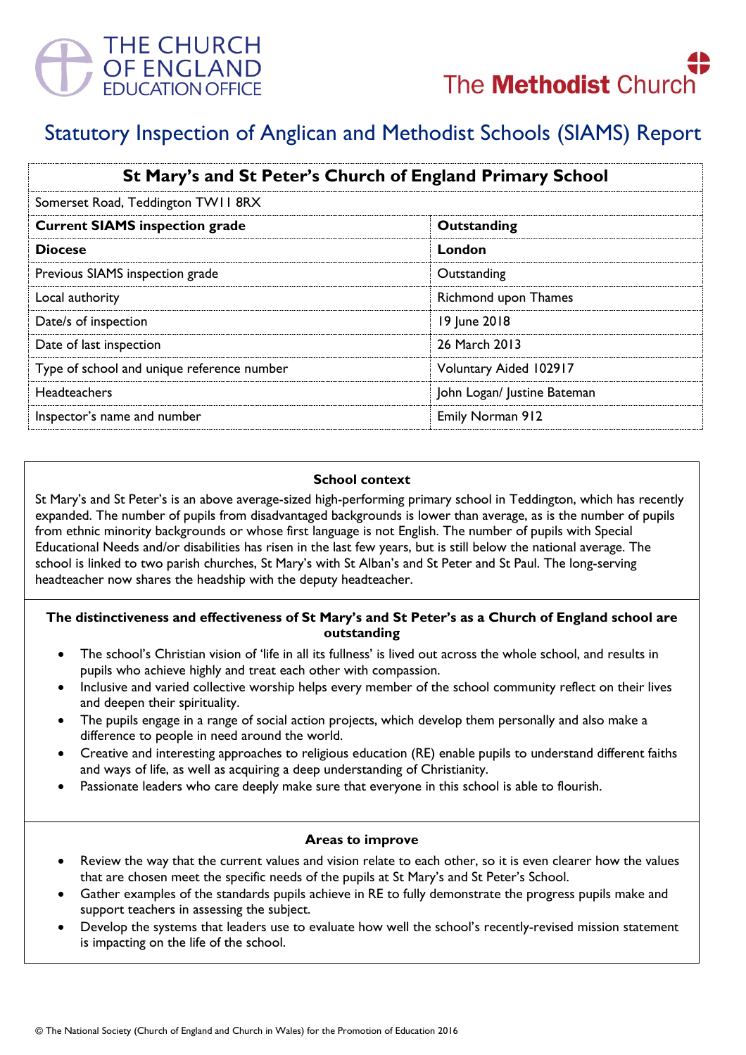# Statutory Inspection of Anglican and Methodist Schools (SIAMS) Report

| St Mary's and St Peter's Church of England Primary School | |
|---|---|
| Somerset Road, Teddington TW11 8RX | |
| **Current SIAMS inspection grade** | **Outstanding** |
| **Diocese** | **London** |
| Previous SIAMS inspection grade | Outstanding |
| Local authority | Richmond upon Thames |
| Date/s of inspection | 19 June 2018 |
| Date of last inspection | 26 March 2013 |
| Type of school and unique reference number | Voluntary Aided 102917 |
| Headteachers | John Logan/ Justine Bateman |
| Inspector's name and number | Emily Norman 912 |

### School context

St Mary's and St Peter's is an above average-sized high-performing primary school in Teddington, which has recently expanded. The number of pupils from disadvantaged backgrounds is lower than average, as is the number of pupils from ethnic minority backgrounds or whose first language is not English. The number of pupils with Special Educational Needs and/or disabilities has risen in the last few years, but is still below the national average. The school is linked to two parish churches, St Mary's with St Alban's and St Peter and St Paul. The long-serving headteacher now shares the headship with the deputy headteacher.

### The distinctiveness and effectiveness of St Mary's and St Peter's as a Church of England school are outstanding

- The school's Christian vision of 'life in all its fullness' is lived out across the whole school, and results in pupils who achieve highly and treat each other with compassion.
- Inclusive and varied collective worship helps every member of the school community reflect on their lives and deepen their spirituality.
- The pupils engage in a range of social action projects, which develop them personally and also make a difference to people in need around the world.
- Creative and interesting approaches to religious education (RE) enable pupils to understand different faiths and ways of life, as well as acquiring a deep understanding of Christianity.
- Passionate leaders who care deeply make sure that everyone in this school is able to flourish.

### Areas to improve

- Review the way that the current values and vision relate to each other, so it is even clearer how the values that are chosen meet the specific needs of the pupils at St Mary's and St Peter's School.
- Gather examples of the standards pupils achieve in RE to fully demonstrate the progress pupils make and support teachers in assessing the subject.
- Develop the systems that leaders use to evaluate how well the school's recently-revised mission statement is impacting on the life of the school.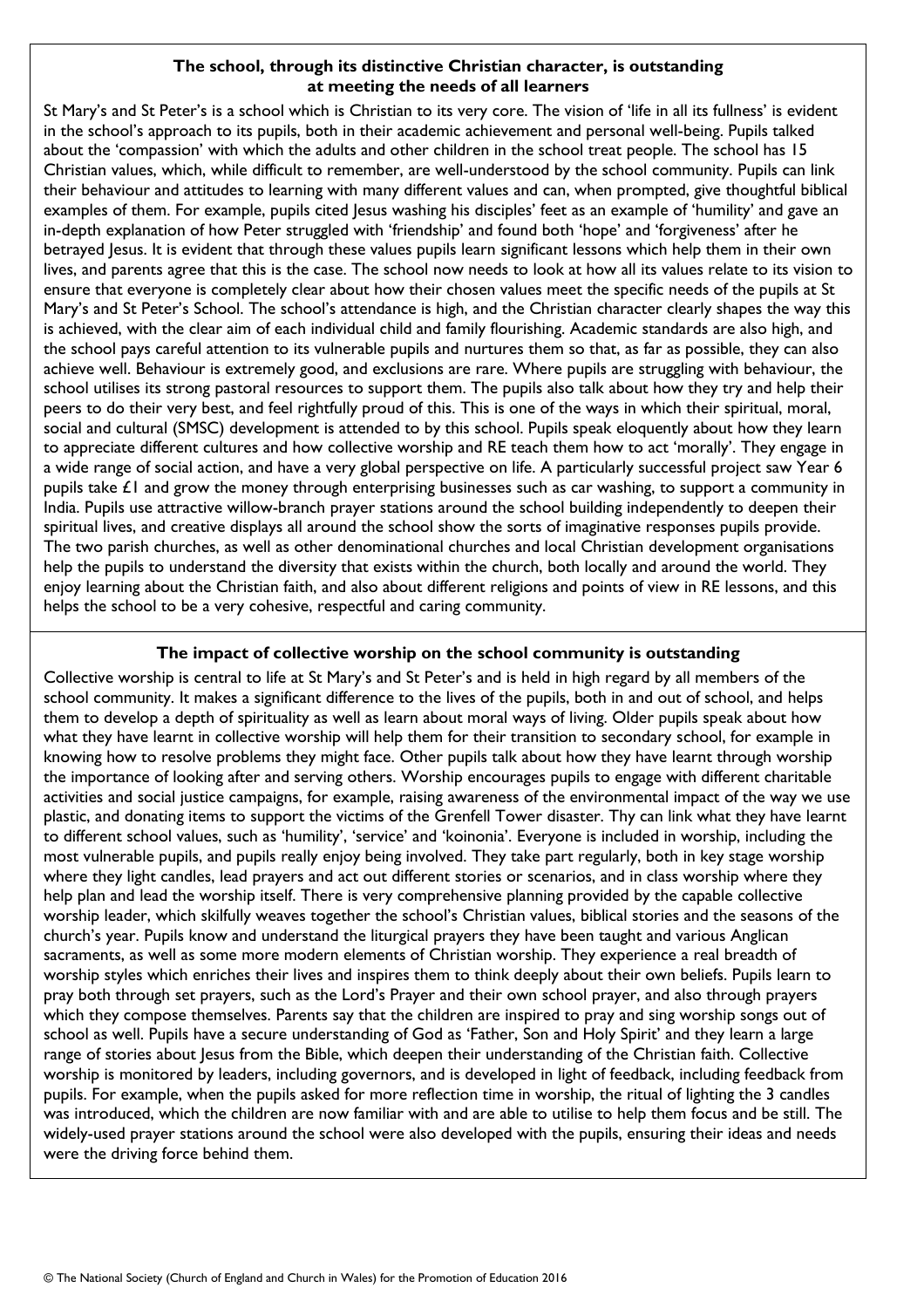## The school, through its distinctive Christian character, is outstanding at meeting the needs of all learners

St Mary's and St Peter's is a school which is Christian to its very core. The vision of 'life in all its fullness' is evident in the school's approach to its pupils, both in their academic achievement and personal well-being. Pupils talked about the 'compassion' with which the adults and other children in the school treat people. The school has 15 Christian values, which, while difficult to remember, are well-understood by the school community. Pupils can link their behaviour and attitudes to learning with many different values and can, when prompted, give thoughtful biblical examples of them. For example, pupils cited Jesus washing his disciples' feet as an example of 'humility' and gave an in-depth explanation of how Peter struggled with 'friendship' and found both 'hope' and 'forgiveness' after he betrayed Jesus. It is evident that through these values pupils learn significant lessons which help them in their own lives, and parents agree that this is the case. The school now needs to look at how all its values relate to its vision to ensure that everyone is completely clear about how their chosen values meet the specific needs of the pupils at St Mary's and St Peter's School. The school's attendance is high, and the Christian character clearly shapes the way this is achieved, with the clear aim of each individual child and family flourishing. Academic standards are also high, and the school pays careful attention to its vulnerable pupils and nurtures them so that, as far as possible, they can also achieve well. Behaviour is extremely good, and exclusions are rare. Where pupils are struggling with behaviour, the school utilises its strong pastoral resources to support them. The pupils also talk about how they try and help their peers to do their very best, and feel rightfully proud of this. This is one of the ways in which their spiritual, moral, social and cultural (SMSC) development is attended to by this school. Pupils speak eloquently about how they learn to appreciate different cultures and how collective worship and RE teach them how to act 'morally'. They engage in a wide range of social action, and have a very global perspective on life. A particularly successful project saw Year 6 pupils take £1 and grow the money through enterprising businesses such as car washing, to support a community in India. Pupils use attractive willow-branch prayer stations around the school building independently to deepen their spiritual lives, and creative displays all around the school show the sorts of imaginative responses pupils provide. The two parish churches, as well as other denominational churches and local Christian development organisations help the pupils to understand the diversity that exists within the church, both locally and around the world. They enjoy learning about the Christian faith, and also about different religions and points of view in RE lessons, and this helps the school to be a very cohesive, respectful and caring community.

## The impact of collective worship on the school community is outstanding

Collective worship is central to life at St Mary's and St Peter's and is held in high regard by all members of the school community. It makes a significant difference to the lives of the pupils, both in and out of school, and helps them to develop a depth of spirituality as well as learn about moral ways of living. Older pupils speak about how what they have learnt in collective worship will help them for their transition to secondary school, for example in knowing how to resolve problems they might face. Other pupils talk about how they have learnt through worship the importance of looking after and serving others. Worship encourages pupils to engage with different charitable activities and social justice campaigns, for example, raising awareness of the environmental impact of the way we use plastic, and donating items to support the victims of the Grenfell Tower disaster. Thy can link what they have learnt to different school values, such as 'humility', 'service' and 'koinonia'. Everyone is included in worship, including the most vulnerable pupils, and pupils really enjoy being involved. They take part regularly, both in key stage worship where they light candles, lead prayers and act out different stories or scenarios, and in class worship where they help plan and lead the worship itself. There is very comprehensive planning provided by the capable collective worship leader, which skilfully weaves together the school's Christian values, biblical stories and the seasons of the church's year. Pupils know and understand the liturgical prayers they have been taught and various Anglican sacraments, as well as some more modern elements of Christian worship. They experience a real breadth of worship styles which enriches their lives and inspires them to think deeply about their own beliefs. Pupils learn to pray both through set prayers, such as the Lord's Prayer and their own school prayer, and also through prayers which they compose themselves. Parents say that the children are inspired to pray and sing worship songs out of school as well. Pupils have a secure understanding of God as 'Father, Son and Holy Spirit' and they learn a large range of stories about Jesus from the Bible, which deepen their understanding of the Christian faith. Collective worship is monitored by leaders, including governors, and is developed in light of feedback, including feedback from pupils. For example, when the pupils asked for more reflection time in worship, the ritual of lighting the 3 candles was introduced, which the children are now familiar with and are able to utilise to help them focus and be still. The widely-used prayer stations around the school were also developed with the pupils, ensuring their ideas and needs were the driving force behind them.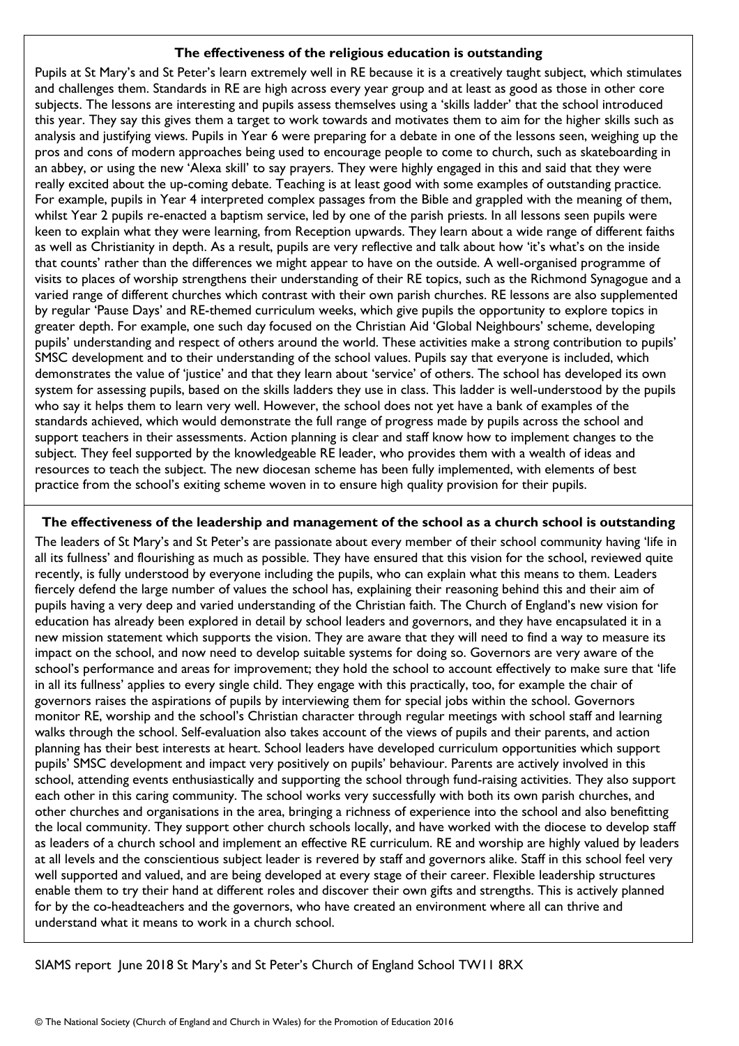### The effectiveness of the religious education is outstanding

Pupils at St Mary's and St Peter's learn extremely well in RE because it is a creatively taught subject, which stimulates and challenges them. Standards in RE are high across every year group and at least as good as those in other core subjects. The lessons are interesting and pupils assess themselves using a 'skills ladder' that the school introduced this year. They say this gives them a target to work towards and motivates them to aim for the higher skills such as analysis and justifying views. Pupils in Year 6 were preparing for a debate in one of the lessons seen, weighing up the pros and cons of modern approaches being used to encourage people to come to church, such as skateboarding in an abbey, or using the new 'Alexa skill' to say prayers. They were highly engaged in this and said that they were really excited about the up-coming debate. Teaching is at least good with some examples of outstanding practice. For example, pupils in Year 4 interpreted complex passages from the Bible and grappled with the meaning of them, whilst Year 2 pupils re-enacted a baptism service, led by one of the parish priests. In all lessons seen pupils were keen to explain what they were learning, from Reception upwards. They learn about a wide range of different faiths as well as Christianity in depth. As a result, pupils are very reflective and talk about how 'it's what's on the inside that counts' rather than the differences we might appear to have on the outside. A well-organised programme of visits to places of worship strengthens their understanding of their RE topics, such as the Richmond Synagogue and a varied range of different churches which contrast with their own parish churches. RE lessons are also supplemented by regular 'Pause Days' and RE-themed curriculum weeks, which give pupils the opportunity to explore topics in greater depth. For example, one such day focused on the Christian Aid 'Global Neighbours' scheme, developing pupils' understanding and respect of others around the world. These activities make a strong contribution to pupils' SMSC development and to their understanding of the school values. Pupils say that everyone is included, which demonstrates the value of 'justice' and that they learn about 'service' of others. The school has developed its own system for assessing pupils, based on the skills ladders they use in class. This ladder is well-understood by the pupils who say it helps them to learn very well. However, the school does not yet have a bank of examples of the standards achieved, which would demonstrate the full range of progress made by pupils across the school and support teachers in their assessments. Action planning is clear and staff know how to implement changes to the subject. They feel supported by the knowledgeable RE leader, who provides them with a wealth of ideas and resources to teach the subject. The new diocesan scheme has been fully implemented, with elements of best practice from the school's exiting scheme woven in to ensure high quality provision for their pupils.

### The effectiveness of the leadership and management of the school as a church school is outstanding

The leaders of St Mary's and St Peter's are passionate about every member of their school community having 'life in all its fullness' and flourishing as much as possible. They have ensured that this vision for the school, reviewed quite recently, is fully understood by everyone including the pupils, who can explain what this means to them. Leaders fiercely defend the large number of values the school has, explaining their reasoning behind this and their aim of pupils having a very deep and varied understanding of the Christian faith. The Church of England's new vision for education has already been explored in detail by school leaders and governors, and they have encapsulated it in a new mission statement which supports the vision. They are aware that they will need to find a way to measure its impact on the school, and now need to develop suitable systems for doing so. Governors are very aware of the school's performance and areas for improvement; they hold the school to account effectively to make sure that 'life in all its fullness' applies to every single child. They engage with this practically, too, for example the chair of governors raises the aspirations of pupils by interviewing them for special jobs within the school. Governors monitor RE, worship and the school's Christian character through regular meetings with school staff and learning walks through the school. Self-evaluation also takes account of the views of pupils and their parents, and action planning has their best interests at heart. School leaders have developed curriculum opportunities which support pupils' SMSC development and impact very positively on pupils' behaviour. Parents are actively involved in this school, attending events enthusiastically and supporting the school through fund-raising activities. They also support each other in this caring community. The school works very successfully with both its own parish churches, and other churches and organisations in the area, bringing a richness of experience into the school and also benefitting the local community. They support other church schools locally, and have worked with the diocese to develop staff as leaders of a church school and implement an effective RE curriculum. RE and worship are highly valued by leaders at all levels and the conscientious subject leader is revered by staff and governors alike. Staff in this school feel very well supported and valued, and are being developed at every stage of their career. Flexible leadership structures enable them to try their hand at different roles and discover their own gifts and strengths. This is actively planned for by the co-headteachers and the governors, who have created an environment where all can thrive and understand what it means to work in a church school.

SIAMS report June 2018 St Mary's and St Peter's Church of England School TW11 8RX